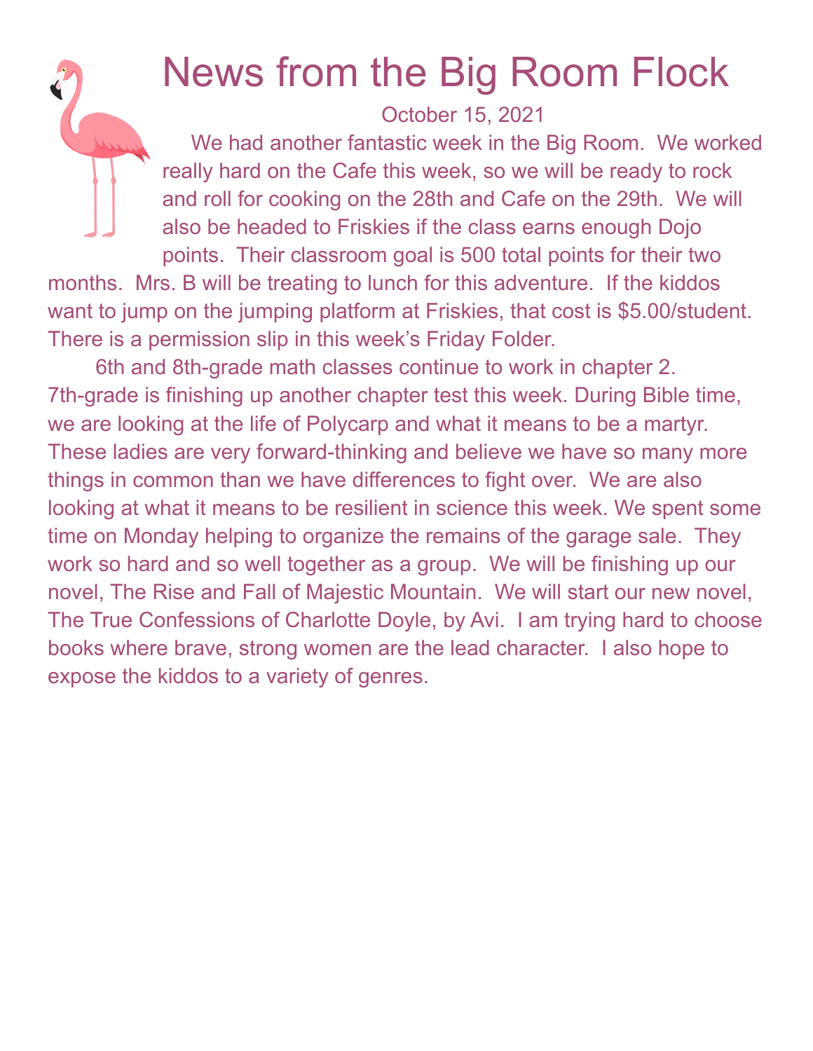# News from the Big Room Flock

October 15, 2021

We had another fantastic week in the Big Room. We worked really hard on the Cafe this week, so we will be ready to rock and roll for cooking on the 28th and Cafe on the 29th. We will also be headed to Friskies if the class earns enough Dojo points. Their classroom goal is 500 total points for their two months. Mrs. B will be treating to lunch for this adventure. If the kiddos want to jump on the jumping platform at Friskies, that cost is $5.00/student. There is a permission slip in this week's Friday Folder.

6th and 8th-grade math classes continue to work in chapter 2. 7th-grade is finishing up another chapter test this week. During Bible time, we are looking at the life of Polycarp and what it means to be a martyr. These ladies are very forward-thinking and believe we have so many more things in common than we have differences to fight over. We are also looking at what it means to be resilient in science this week. We spent some time on Monday helping to organize the remains of the garage sale. They work so hard and so well together as a group. We will be finishing up our novel, The Rise and Fall of Majestic Mountain. We will start our new novel, The True Confessions of Charlotte Doyle, by Avi. I am trying hard to choose books where brave, strong women are the lead character. I also hope to expose the kiddos to a variety of genres.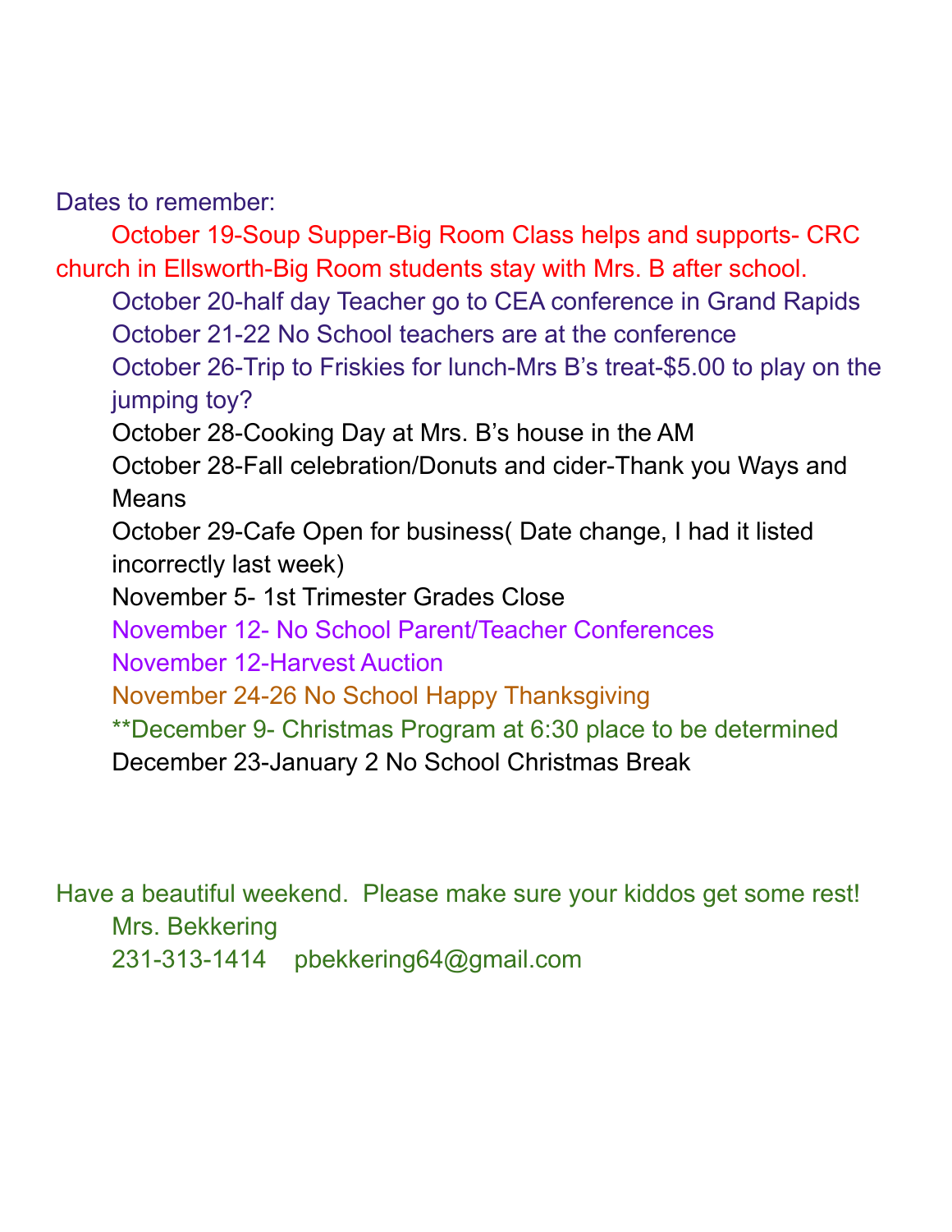Dates to remember:

- October 19-Soup Supper-Big Room Class helps and supports- CRC church in Ellsworth-Big Room students stay with Mrs. B after school.
- October 20-half day Teacher go to CEA conference in Grand Rapids
- October 21-22 No School teachers are at the conference
- October 26-Trip to Friskies for lunch-Mrs B's treat-$5.00 to play on the jumping toy?
- October 28-Cooking Day at Mrs. B's house in the AM
- October 28-Fall celebration/Donuts and cider-Thank you Ways and Means
- October 29-Cafe Open for business( Date change, I had it listed incorrectly last week)
- November 5- 1st Trimester Grades Close
- November 12- No School Parent/Teacher Conferences
- November 12-Harvest Auction
- November 24-26 No School Happy Thanksgiving
- **December 9- Christmas Program at 6:30 place to be determined
- December 23-January 2 No School Christmas Break

Have a beautiful weekend. Please make sure your kiddos get some rest!

Mrs. Bekkering

231-313-1414 pbekkering64@gmail.com